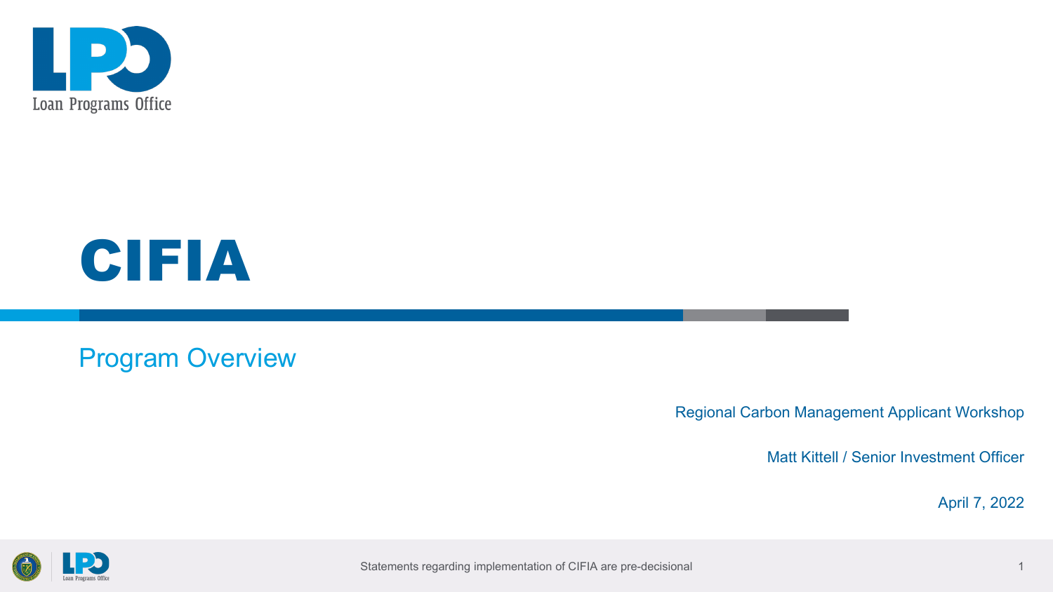Loan Programs Office

# CIFIA

## Program Overview

Regional Carbon Management Applicant Workshop

Matt Kittell / Senior Investment Officer

April 7, 2022

Statements regarding implementation of CIFIA are pre-decisional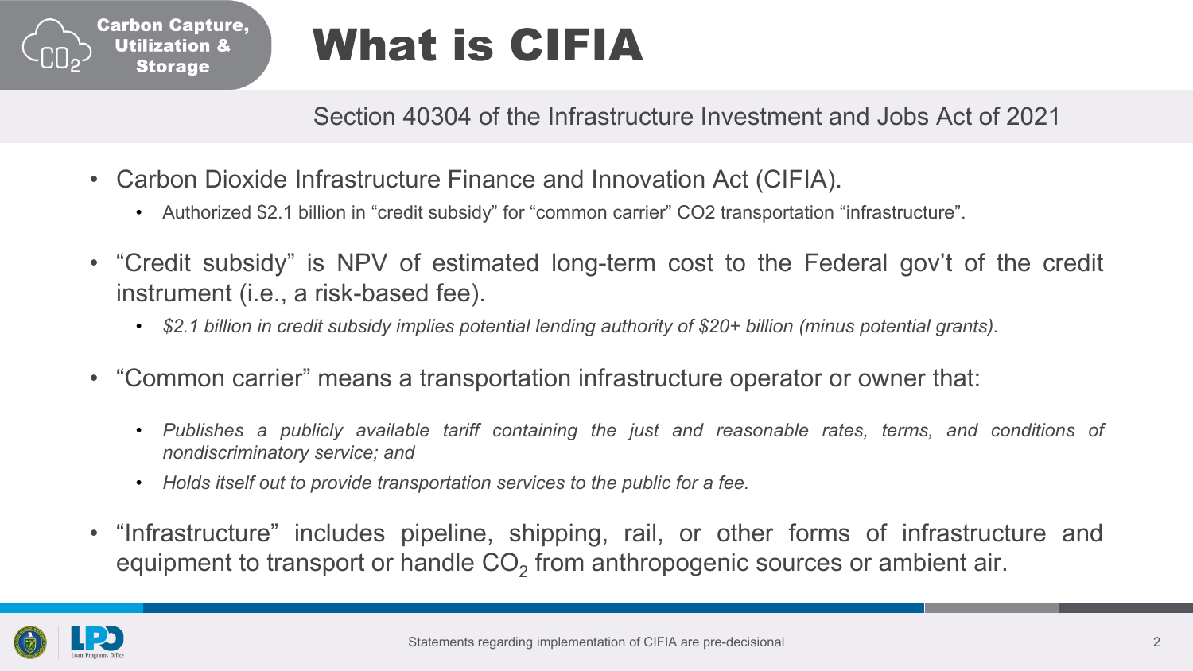Carbon Capture, Utilization & Storage

# What is CIFIA

Section 40304 of the Infrastructure Investment and Jobs Act of 2021

- Carbon Dioxide Infrastructure Finance and Innovation Act (CIFIA).
  - Authorized $2.1 billion in “credit subsidy” for “common carrier” CO2 transportation “infrastructure”.
- “Credit subsidy” is NPV of estimated long-term cost to the Federal gov’t of the credit instrument (i.e., a risk-based fee).
  - *$2.1 billion in credit subsidy implies potential lending authority of $20+ billion (minus potential grants).*
- “Common carrier” means a transportation infrastructure operator or owner that:
  - *Publishes a publicly available tariff containing the just and reasonable rates, terms, and conditions of nondiscriminatory service; and*
  - *Holds itself out to provide transportation services to the public for a fee.*
- “Infrastructure” includes pipeline, shipping, rail, or other forms of infrastructure and equipment to transport or handle $CO_2$ from anthropogenic sources or ambient air.

Statements regarding implementation of CIFIA are pre-decisional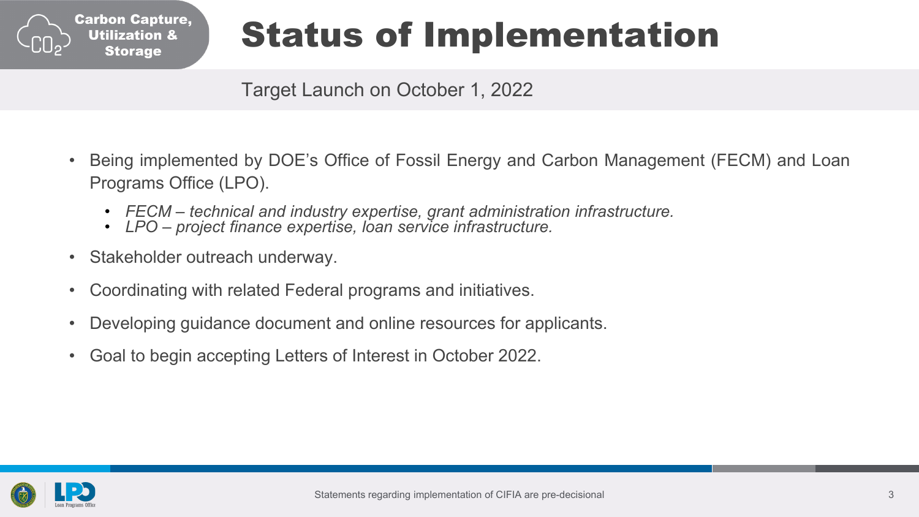Carbon Capture, Utilization & Storage

# Status of Implementation

Target Launch on October 1, 2022

- Being implemented by DOE's Office of Fossil Energy and Carbon Management (FECM) and Loan Programs Office (LPO).
  - *FECM – technical and industry expertise, grant administration infrastructure.*
  - *LPO – project finance expertise, loan service infrastructure.*
- Stakeholder outreach underway.
- Coordinating with related Federal programs and initiatives.
- Developing guidance document and online resources for applicants.
- Goal to begin accepting Letters of Interest in October 2022.

Statements regarding implementation of CIFIA are pre-decisional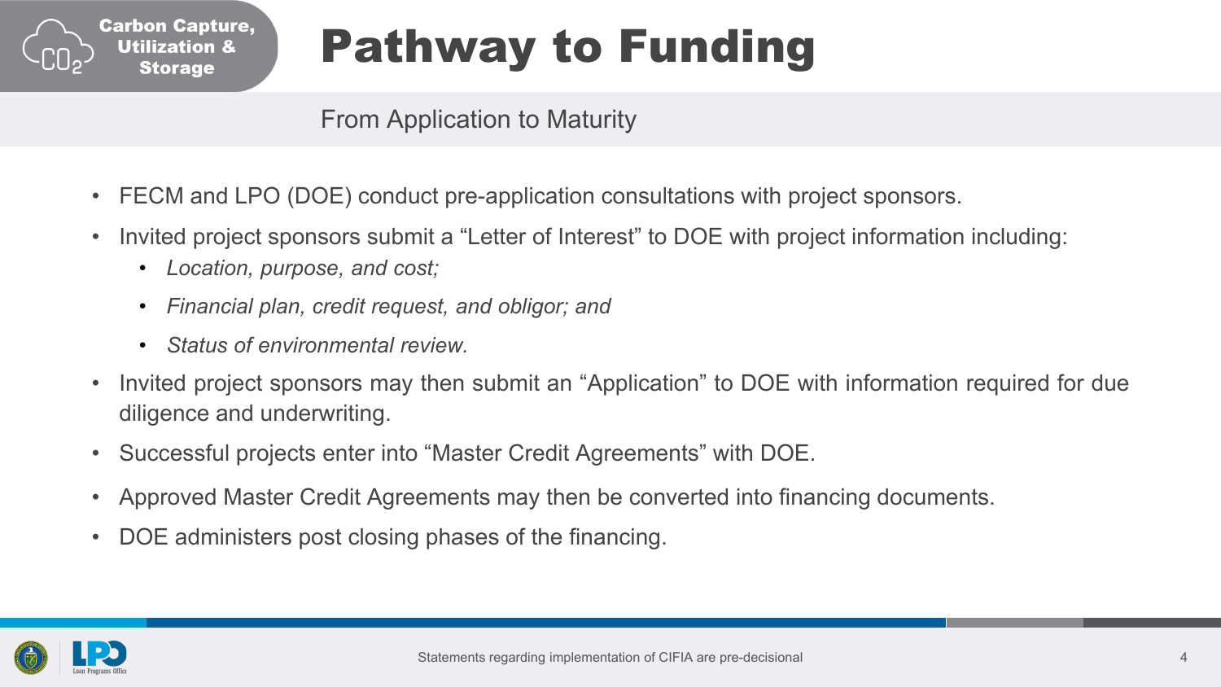Carbon Capture, Utilization & Storage

# Pathway to Funding

From Application to Maturity

- FECM and LPO (DOE) conduct pre-application consultations with project sponsors.
- Invited project sponsors submit a “Letter of Interest” to DOE with project information including:
  - *Location, purpose, and cost;*
  - *Financial plan, credit request, and obligor; and*
  - *Status of environmental review.*
- Invited project sponsors may then submit an “Application” to DOE with information required for due diligence and underwriting.
- Successful projects enter into “Master Credit Agreements” with DOE.
- Approved Master Credit Agreements may then be converted into financing documents.
- DOE administers post closing phases of the financing.

Statements regarding implementation of CIFIA are pre-decisional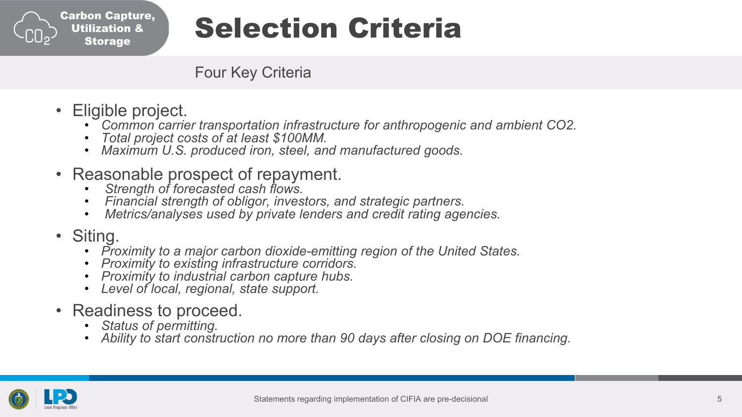Carbon Capture, Utilization & Storage

# Selection Criteria

## Four Key Criteria

- Eligible project.
  - *Common carrier transportation infrastructure for anthropogenic and ambient CO2.*
  - *Total project costs of at least $100MM.*
  - *Maximum U.S. produced iron, steel, and manufactured goods.*
- Reasonable prospect of repayment.
  - *Strength of forecasted cash flows.*
  - *Financial strength of obligor, investors, and strategic partners.*
  - *Metrics/analyses used by private lenders and credit rating agencies.*
- Siting.
  - *Proximity to a major carbon dioxide-emitting region of the United States.*
  - *Proximity to existing infrastructure corridors.*
  - *Proximity to industrial carbon capture hubs.*
  - *Level of local, regional, state support.*
- Readiness to proceed.
  - *Status of permitting.*
  - *Ability to start construction no more than 90 days after closing on DOE financing.*

Statements regarding implementation of CIFIA are pre-decisional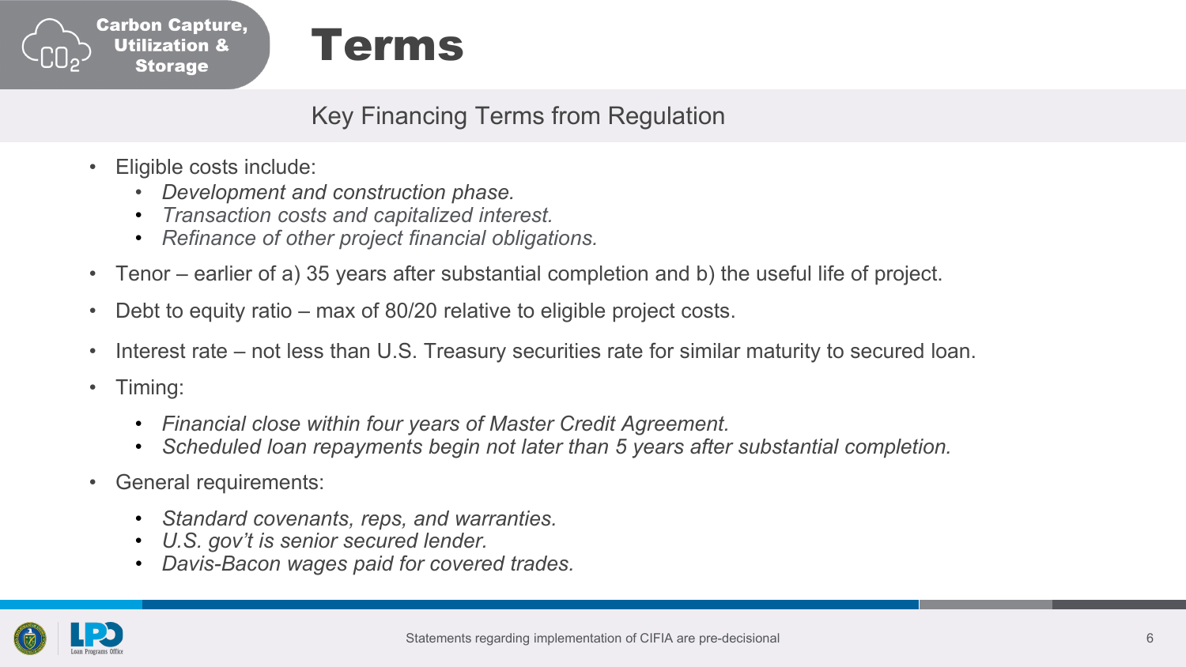Carbon Capture, Utilization & Storage

# Terms

## Key Financing Terms from Regulation

- Eligible costs include:
  - *Development and construction phase.*
  - *Transaction costs and capitalized interest.*
  - *Refinance of other project financial obligations.*
- Tenor – earlier of a) 35 years after substantial completion and b) the useful life of project.
- Debt to equity ratio – max of 80/20 relative to eligible project costs.
- Interest rate – not less than U.S. Treasury securities rate for similar maturity to secured loan.
- Timing:
  - *Financial close within four years of Master Credit Agreement.*
  - *Scheduled loan repayments begin not later than 5 years after substantial completion.*
- General requirements:
  - *Standard covenants, reps, and warranties.*
  - *U.S. gov't is senior secured lender.*
  - *Davis-Bacon wages paid for covered trades.*

Statements regarding implementation of CIFIA are pre-decisional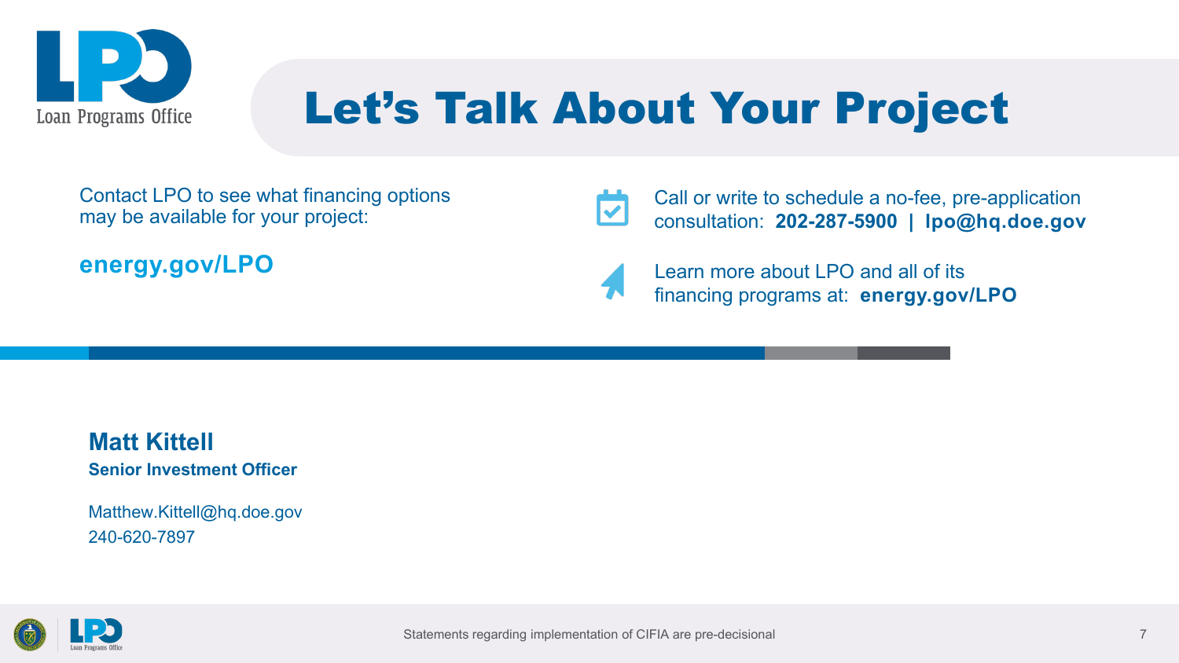# Let's Talk About Your Project

Contact LPO to see what financing options may be available for your project:

**energy.gov/LPO**

Call or write to schedule a no-fee, pre-application consultation: **202-287-5900 | lpo@hq.doe.gov**

Learn more about LPO and all of its financing programs at: **energy.gov/LPO**

**Matt Kittell**
**Senior Investment Officer**

Matthew.Kittell@hq.doe.gov
240-620-7897

Statements regarding implementation of CIFIA are pre-decisional